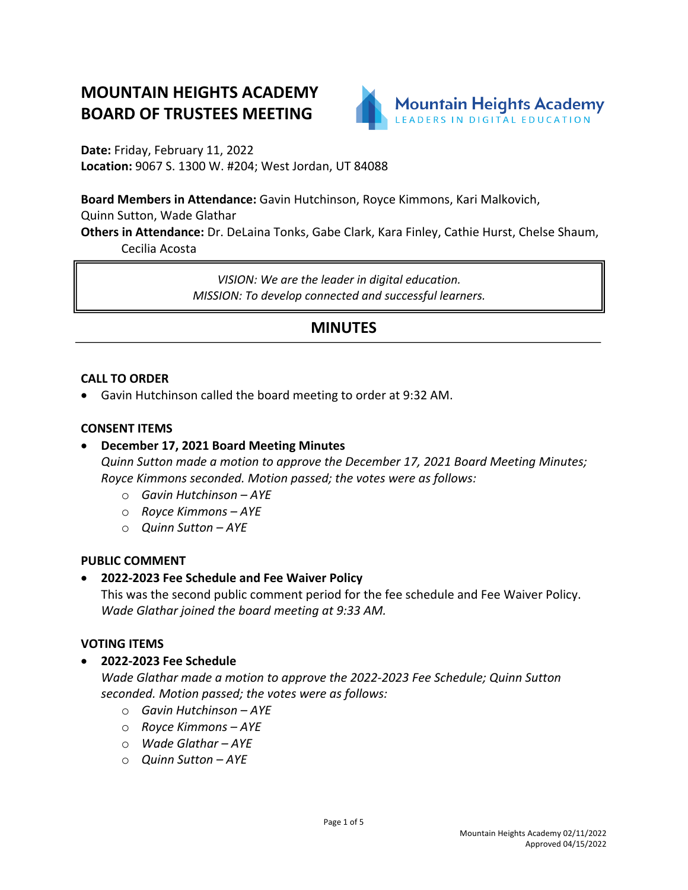# MOUNTAIN HEIGHTS ACADEMY BOARD OF TRUSTEES MEETING

**Date:** Friday, February 11, 2022
**Location:** 9067 S. 1300 W. #204; West Jordan, UT 84088

**Board Members in Attendance:** Gavin Hutchinson, Royce Kimmons, Kari Malkovich, Quinn Sutton, Wade Glathar
**Others in Attendance:** Dr. DeLaina Tonks, Gabe Clark, Kara Finley, Cathie Hurst, Chelse Shaum, Cecilia Acosta

*VISION: We are the leader in digital education.*
*MISSION: To develop connected and successful learners.*

## MINUTES

### CALL TO ORDER

- Gavin Hutchinson called the board meeting to order at 9:32 AM.

### CONSENT ITEMS

- **December 17, 2021 Board Meeting Minutes**
  *Quinn Sutton made a motion to approve the December 17, 2021 Board Meeting Minutes; Royce Kimmons seconded. Motion passed; the votes were as follows:*
  - *Gavin Hutchinson – AYE*
  - *Royce Kimmons – AYE*
  - *Quinn Sutton – AYE*

### PUBLIC COMMENT

- **2022-2023 Fee Schedule and Fee Waiver Policy**
  This was the second public comment period for the fee schedule and Fee Waiver Policy.
  *Wade Glathar joined the board meeting at 9:33 AM.*

### VOTING ITEMS

- **2022-2023 Fee Schedule**
  *Wade Glathar made a motion to approve the 2022-2023 Fee Schedule; Quinn Sutton seconded. Motion passed; the votes were as follows:*
  - *Gavin Hutchinson – AYE*
  - *Royce Kimmons – AYE*
  - *Wade Glathar – AYE*
  - *Quinn Sutton – AYE*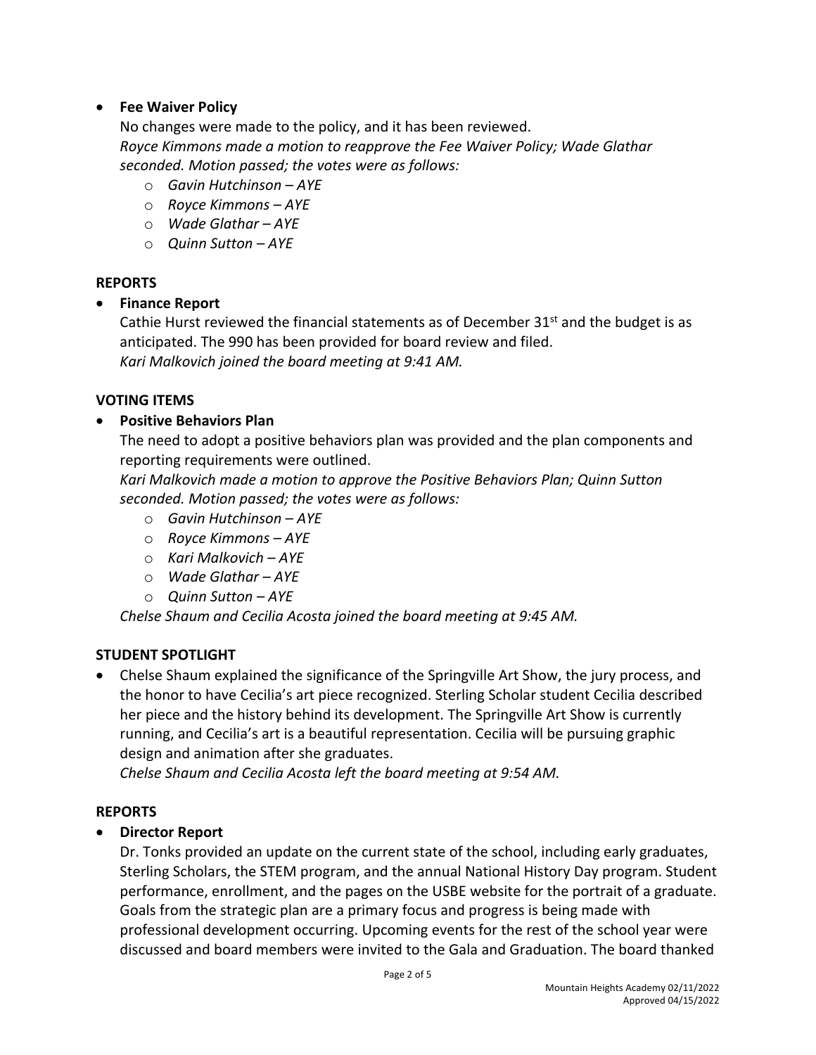- **Fee Waiver Policy**

  No changes were made to the policy, and it has been reviewed.
  *Royce Kimmons made a motion to reapprove the Fee Waiver Policy; Wade Glathar seconded. Motion passed; the votes were as follows:*
    - *Gavin Hutchinson – AYE*
    - *Royce Kimmons – AYE*
    - *Wade Glathar – AYE*
    - *Quinn Sutton – AYE*

## REPORTS

- **Finance Report**

  Cathie Hurst reviewed the financial statements as of December 31st and the budget is as anticipated. The 990 has been provided for board review and filed.
  *Kari Malkovich joined the board meeting at 9:41 AM.*

## VOTING ITEMS

- **Positive Behaviors Plan**

  The need to adopt a positive behaviors plan was provided and the plan components and reporting requirements were outlined.
  *Kari Malkovich made a motion to approve the Positive Behaviors Plan; Quinn Sutton seconded. Motion passed; the votes were as follows:*
    - *Gavin Hutchinson – AYE*
    - *Royce Kimmons – AYE*
    - *Kari Malkovich – AYE*
    - *Wade Glathar – AYE*
    - *Quinn Sutton – AYE*

  *Chelse Shaum and Cecilia Acosta joined the board meeting at 9:45 AM.*

## STUDENT SPOTLIGHT

- Chelse Shaum explained the significance of the Springville Art Show, the jury process, and the honor to have Cecilia's art piece recognized. Sterling Scholar student Cecilia described her piece and the history behind its development. The Springville Art Show is currently running, and Cecilia's art is a beautiful representation. Cecilia will be pursuing graphic design and animation after she graduates.
  *Chelse Shaum and Cecilia Acosta left the board meeting at 9:54 AM.*

## REPORTS

- **Director Report**

  Dr. Tonks provided an update on the current state of the school, including early graduates, Sterling Scholars, the STEM program, and the annual National History Day program. Student performance, enrollment, and the pages on the USBE website for the portrait of a graduate. Goals from the strategic plan are a primary focus and progress is being made with professional development occurring. Upcoming events for the rest of the school year were discussed and board members were invited to the Gala and Graduation. The board thanked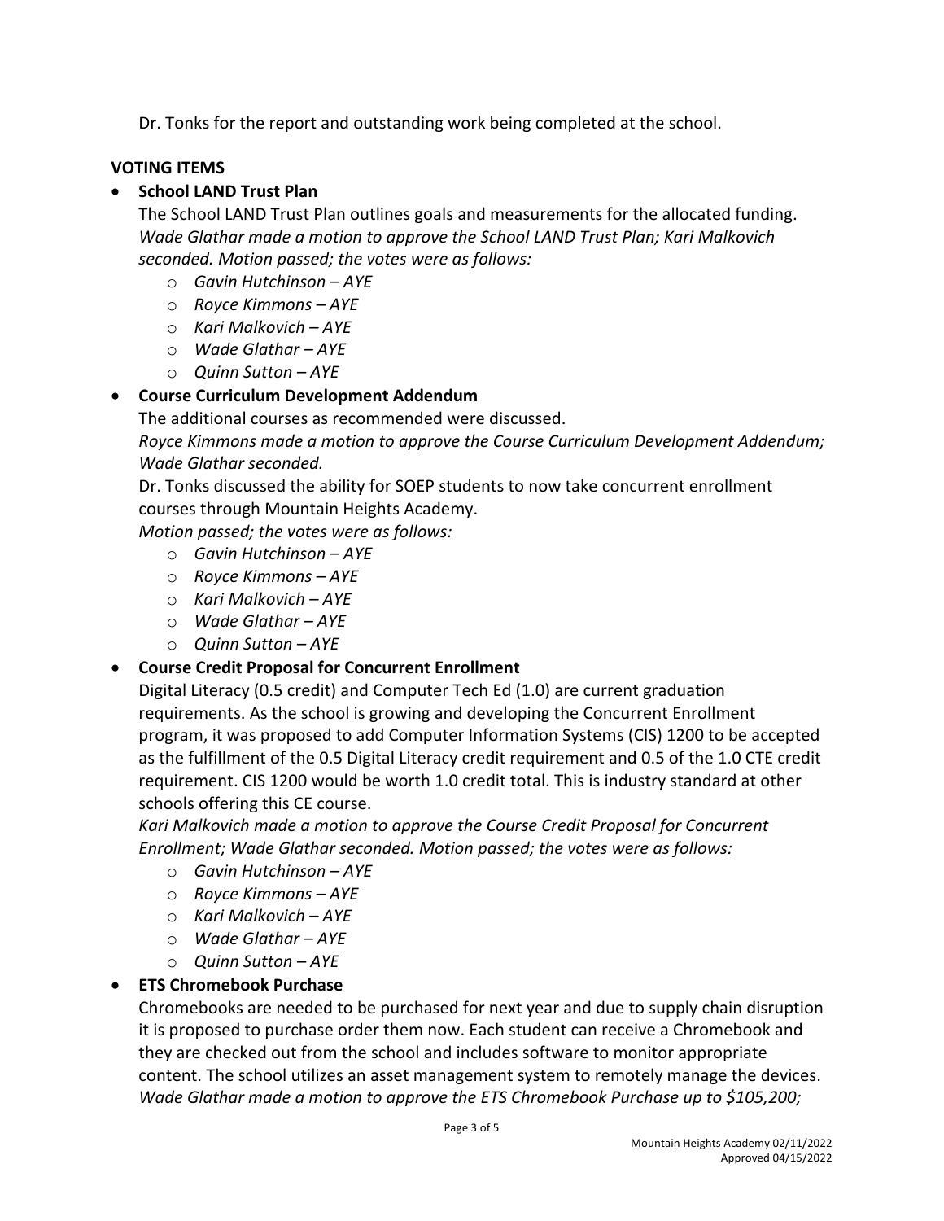Dr. Tonks for the report and outstanding work being completed at the school.

**VOTING ITEMS**

- **School LAND Trust Plan**

  The School LAND Trust Plan outlines goals and measurements for the allocated funding. *Wade Glathar made a motion to approve the School LAND Trust Plan; Kari Malkovich seconded. Motion passed; the votes were as follows:*
  - *Gavin Hutchinson – AYE*
  - *Royce Kimmons – AYE*
  - *Kari Malkovich – AYE*
  - *Wade Glathar – AYE*
  - *Quinn Sutton – AYE*

- **Course Curriculum Development Addendum**

  The additional courses as recommended were discussed.
  *Royce Kimmons made a motion to approve the Course Curriculum Development Addendum; Wade Glathar seconded.*
  Dr. Tonks discussed the ability for SOEP students to now take concurrent enrollment courses through Mountain Heights Academy.
  *Motion passed; the votes were as follows:*
  - *Gavin Hutchinson – AYE*
  - *Royce Kimmons – AYE*
  - *Kari Malkovich – AYE*
  - *Wade Glathar – AYE*
  - *Quinn Sutton – AYE*

- **Course Credit Proposal for Concurrent Enrollment**

  Digital Literacy (0.5 credit) and Computer Tech Ed (1.0) are current graduation requirements. As the school is growing and developing the Concurrent Enrollment program, it was proposed to add Computer Information Systems (CIS) 1200 to be accepted as the fulfillment of the 0.5 Digital Literacy credit requirement and 0.5 of the 1.0 CTE credit requirement. CIS 1200 would be worth 1.0 credit total. This is industry standard at other schools offering this CE course.
  *Kari Malkovich made a motion to approve the Course Credit Proposal for Concurrent Enrollment; Wade Glathar seconded. Motion passed; the votes were as follows:*
  - *Gavin Hutchinson – AYE*
  - *Royce Kimmons – AYE*
  - *Kari Malkovich – AYE*
  - *Wade Glathar – AYE*
  - *Quinn Sutton – AYE*

- **ETS Chromebook Purchase**

  Chromebooks are needed to be purchased for next year and due to supply chain disruption it is proposed to purchase order them now. Each student can receive a Chromebook and they are checked out from the school and includes software to monitor appropriate content. The school utilizes an asset management system to remotely manage the devices. *Wade Glathar made a motion to approve the ETS Chromebook Purchase up to $105,200;*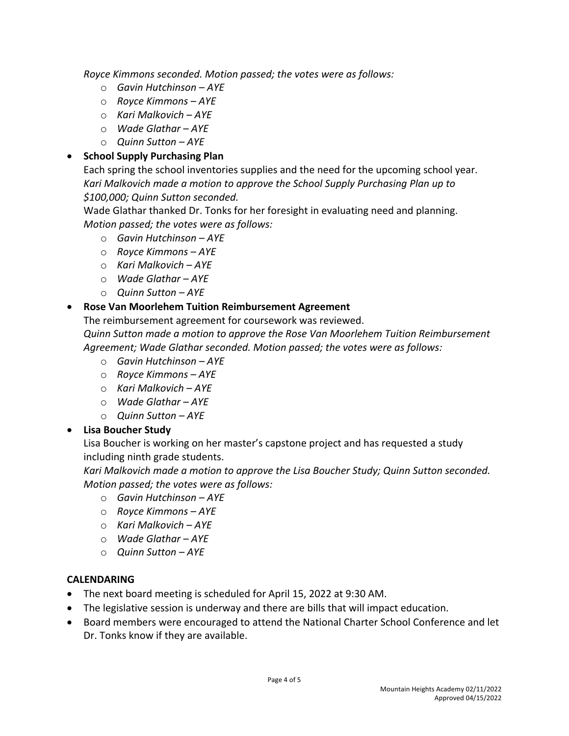*Royce Kimmons seconded. Motion passed; the votes were as follows:*

- *Gavin Hutchinson – AYE*
- *Royce Kimmons – AYE*
- *Kari Malkovich – AYE*
- *Wade Glathar – AYE*
- *Quinn Sutton – AYE*

- **School Supply Purchasing Plan**

  Each spring the school inventories supplies and the need for the upcoming school year. *Kari Malkovich made a motion to approve the School Supply Purchasing Plan up to $100,000; Quinn Sutton seconded.*

  Wade Glathar thanked Dr. Tonks for her foresight in evaluating need and planning. *Motion passed; the votes were as follows:*

  - *Gavin Hutchinson – AYE*
  - *Royce Kimmons – AYE*
  - *Kari Malkovich – AYE*
  - *Wade Glathar – AYE*
  - *Quinn Sutton – AYE*

- **Rose Van Moorlehem Tuition Reimbursement Agreement**

  The reimbursement agreement for coursework was reviewed.
  *Quinn Sutton made a motion to approve the Rose Van Moorlehem Tuition Reimbursement Agreement; Wade Glathar seconded. Motion passed; the votes were as follows:*

  - *Gavin Hutchinson – AYE*
  - *Royce Kimmons – AYE*
  - *Kari Malkovich – AYE*
  - *Wade Glathar – AYE*
  - *Quinn Sutton – AYE*

- **Lisa Boucher Study**

  Lisa Boucher is working on her master's capstone project and has requested a study including ninth grade students.
  *Kari Malkovich made a motion to approve the Lisa Boucher Study; Quinn Sutton seconded. Motion passed; the votes were as follows:*

  - *Gavin Hutchinson – AYE*
  - *Royce Kimmons – AYE*
  - *Kari Malkovich – AYE*
  - *Wade Glathar – AYE*
  - *Quinn Sutton – AYE*

**CALENDARING**

- The next board meeting is scheduled for April 15, 2022 at 9:30 AM.
- The legislative session is underway and there are bills that will impact education.
- Board members were encouraged to attend the National Charter School Conference and let Dr. Tonks know if they are available.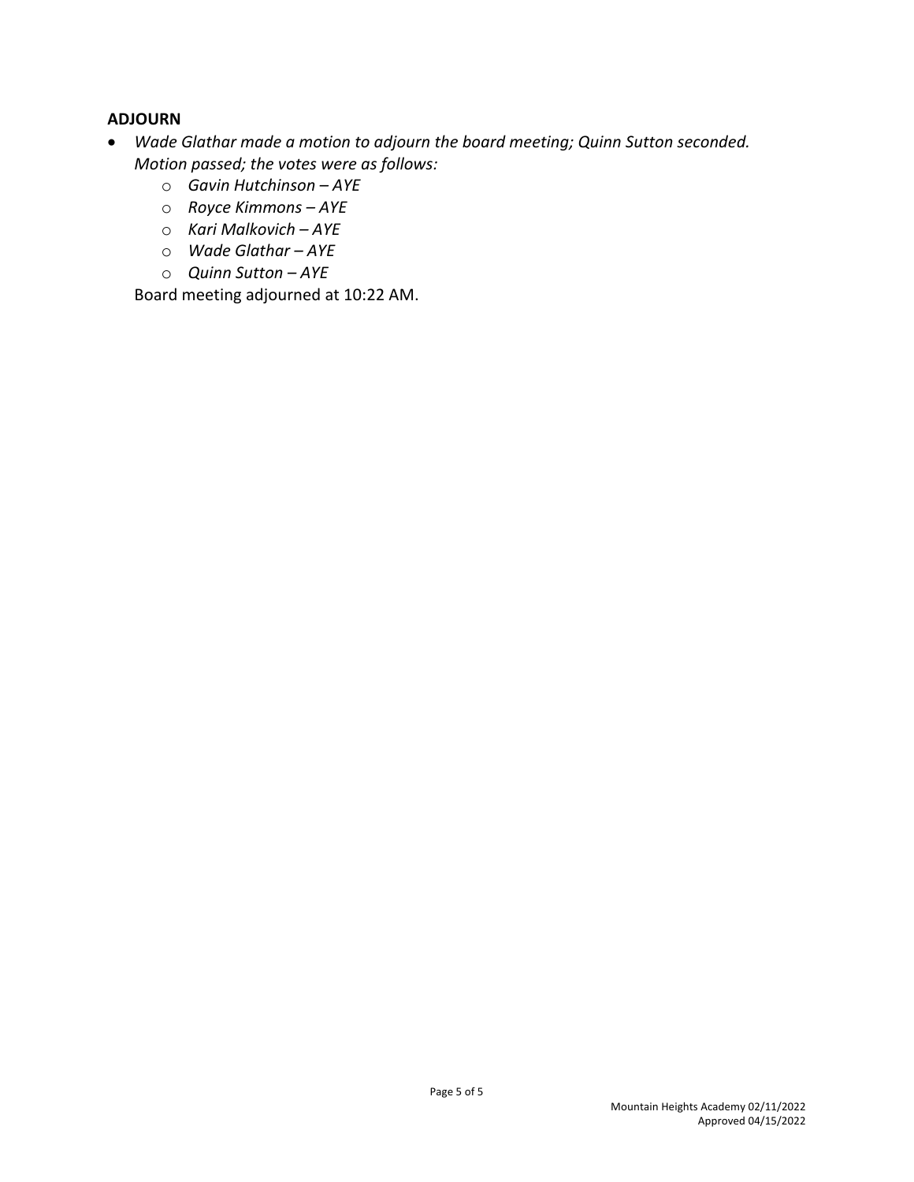**ADJOURN**

- *Wade Glathar made a motion to adjourn the board meeting; Quinn Sutton seconded. Motion passed; the votes were as follows:*
    - *Gavin Hutchinson – AYE*
    - *Royce Kimmons – AYE*
    - *Kari Malkovich – AYE*
    - *Wade Glathar – AYE*
    - *Quinn Sutton – AYE*

  Board meeting adjourned at 10:22 AM.